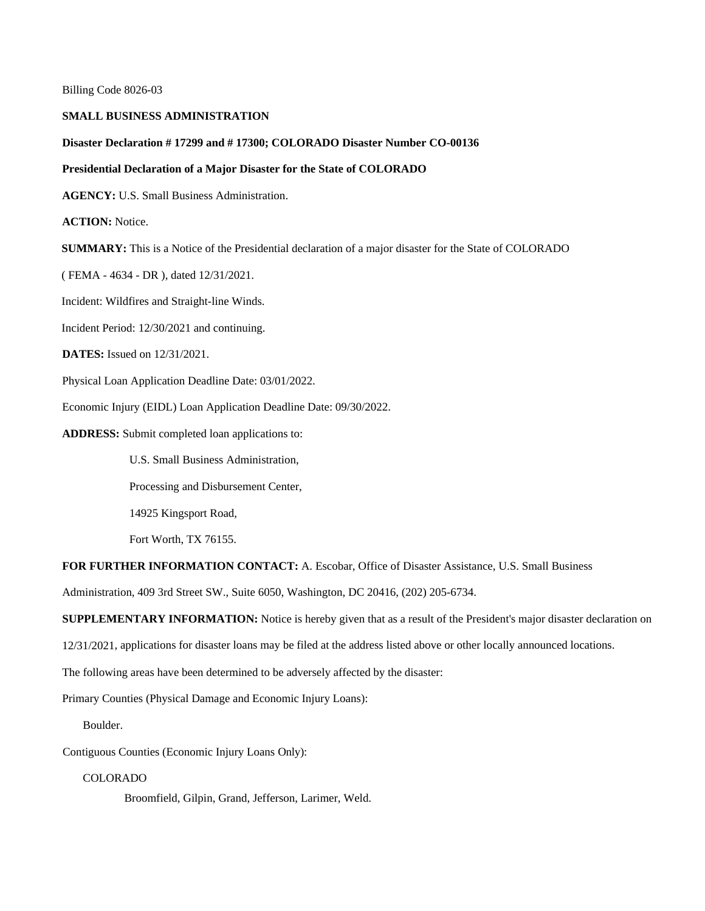Billing Code 8026-03

**SMALL BUSINESS ADMINISTRATION**

**Disaster Declaration # 17299 and # 17300; COLORADO Disaster Number CO-00136**

**Presidential Declaration of a Major Disaster for the State of COLORADO**

**AGENCY:** U.S. Small Business Administration.

**ACTION:** Notice.

**SUMMARY:** This is a Notice of the Presidential declaration of a major disaster for the State of COLORADO ( FEMA - 4634 - DR ), dated 12/31/2021.

Incident: Wildfires and Straight-line Winds.

Incident Period: 12/30/2021 and continuing.

**DATES:** Issued on 12/31/2021.

Physical Loan Application Deadline Date: 03/01/2022.

Economic Injury (EIDL) Loan Application Deadline Date: 09/30/2022.

**ADDRESS:** Submit completed loan applications to:

U.S. Small Business Administration,

Processing and Disbursement Center,

14925 Kingsport Road,

Fort Worth, TX 76155.

**FOR FURTHER INFORMATION CONTACT:** A. Escobar, Office of Disaster Assistance, U.S. Small Business Administration, 409 3rd Street SW., Suite 6050, Washington, DC 20416, (202) 205-6734.

**SUPPLEMENTARY INFORMATION:** Notice is hereby given that as a result of the President's major disaster declaration on 12/31/2021, applications for disaster loans may be filed at the address listed above or other locally announced locations.

The following areas have been determined to be adversely affected by the disaster:

Primary Counties (Physical Damage and Economic Injury Loans):

Boulder.

Contiguous Counties (Economic Injury Loans Only):

COLORADO

Broomfield, Gilpin, Grand, Jefferson, Larimer, Weld.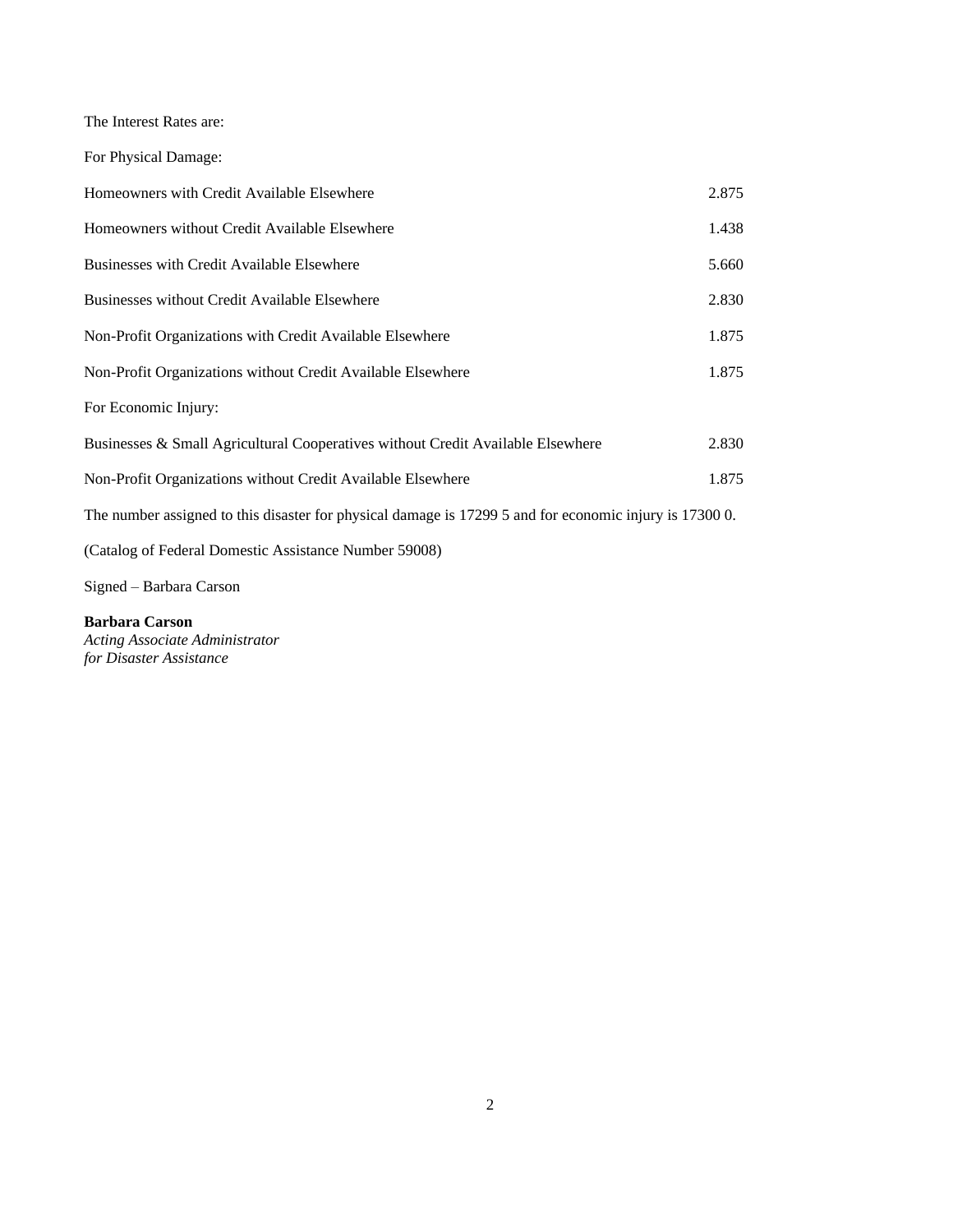The Interest Rates are:

For Physical Damage:

| | |
|---|---|
| Homeowners with Credit Available Elsewhere | 2.875 |
| Homeowners without Credit Available Elsewhere | 1.438 |
| Businesses with Credit Available Elsewhere | 5.660 |
| Businesses without Credit Available Elsewhere | 2.830 |
| Non-Profit Organizations with Credit Available Elsewhere | 1.875 |
| Non-Profit Organizations without Credit Available Elsewhere | 1.875 |

For Economic Injury:

| | |
|---|---|
| Businesses & Small Agricultural Cooperatives without Credit Available Elsewhere | 2.830 |
| Non-Profit Organizations without Credit Available Elsewhere | 1.875 |

The number assigned to this disaster for physical damage is 17299 5 and for economic injury is 17300 0.

(Catalog of Federal Domestic Assistance Number 59008)

Signed – Barbara Carson

**Barbara Carson**
*Acting Associate Administrator*
*for Disaster Assistance*